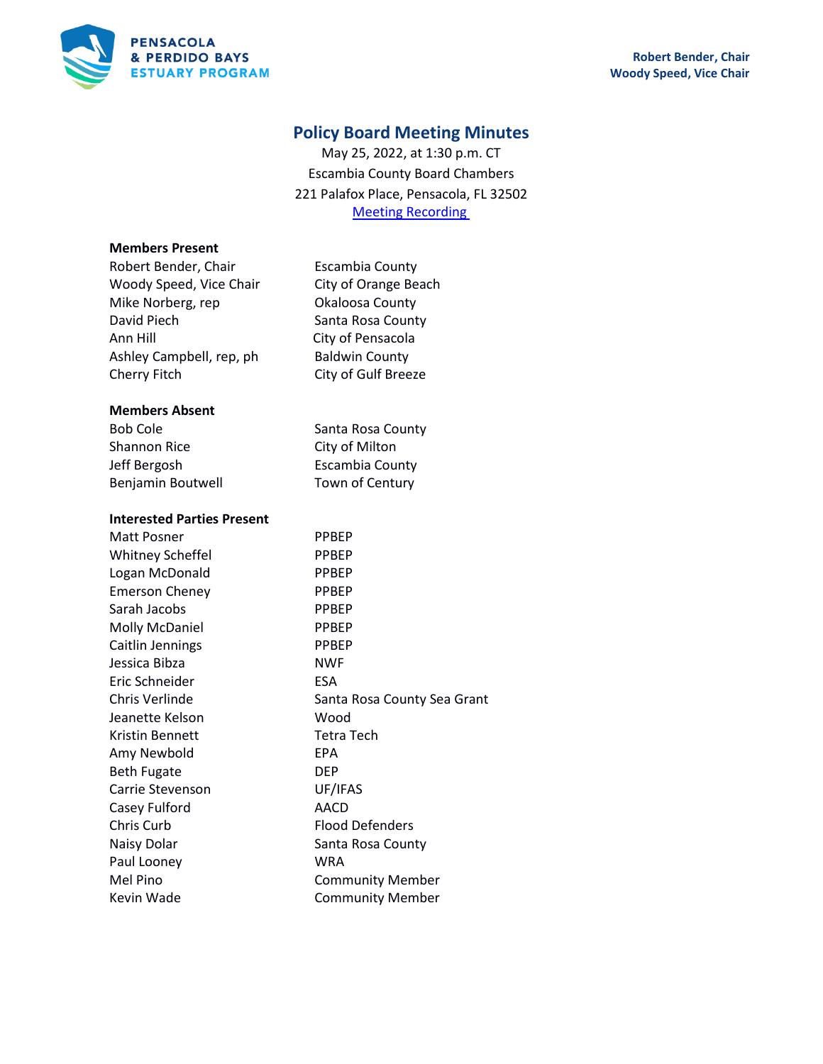Robert Bender, Chair
Woody Speed, Vice Chair

# Policy Board Meeting Minutes

May 25, 2022, at 1:30 p.m. CT
Escambia County Board Chambers
221 Palafox Place, Pensacola, FL 32502
[Meeting Recording](#)

**Members Present**

| | |
|---|---|
| Robert Bender, Chair | Escambia County |
| Woody Speed, Vice Chair | City of Orange Beach |
| Mike Norberg, rep | Okaloosa County |
| David Piech | Santa Rosa County |
| Ann Hill | City of Pensacola |
| Ashley Campbell, rep, ph | Baldwin County |
| Cherry Fitch | City of Gulf Breeze |

**Members Absent**

| | |
|---|---|
| Bob Cole | Santa Rosa County |
| Shannon Rice | City of Milton |
| Jeff Bergosh | Escambia County |
| Benjamin Boutwell | Town of Century |

**Interested Parties Present**

| | |
|---|---|
| Matt Posner | PPBEP |
| Whitney Scheffel | PPBEP |
| Logan McDonald | PPBEP |
| Emerson Cheney | PPBEP |
| Sarah Jacobs | PPBEP |
| Molly McDaniel | PPBEP |
| Caitlin Jennings | PPBEP |
| Jessica Bibza | NWF |
| Eric Schneider | ESA |
| Chris Verlinde | Santa Rosa County Sea Grant |
| Jeanette Kelson | Wood |
| Kristin Bennett | Tetra Tech |
| Amy Newbold | EPA |
| Beth Fugate | DEP |
| Carrie Stevenson | UF/IFAS |
| Casey Fulford | AACD |
| Chris Curb | Flood Defenders |
| Naisy Dolar | Santa Rosa County |
| Paul Looney | WRA |
| Mel Pino | Community Member |
| Kevin Wade | Community Member |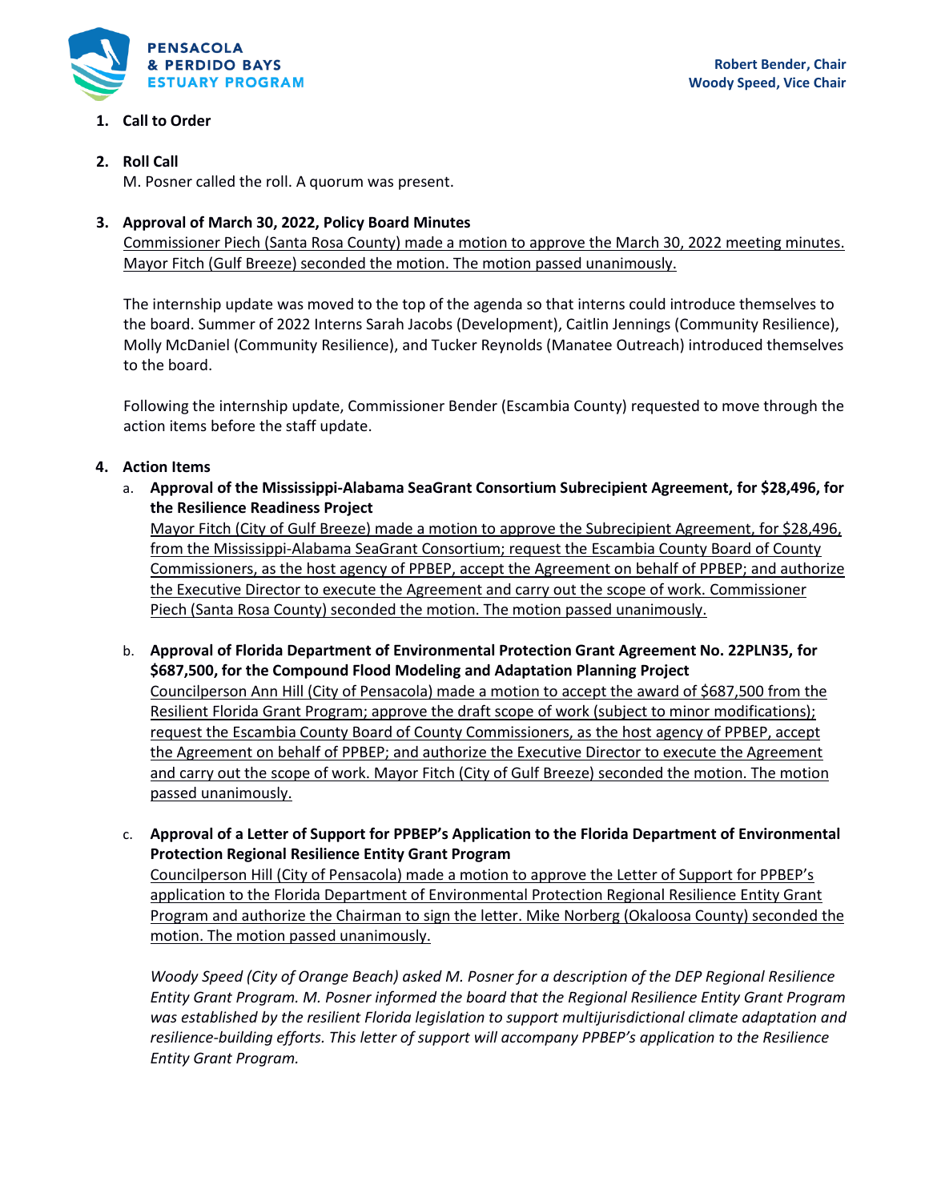**Robert Bender, Chair**
**Woody Speed, Vice Chair**

1. **Call to Order**

2. **Roll Call**
   M. Posner called the roll. A quorum was present.

3. **Approval of March 30, 2022, Policy Board Minutes**
   <u>Commissioner Piech (Santa Rosa County) made a motion to approve the March 30, 2022 meeting minutes. Mayor Fitch (Gulf Breeze) seconded the motion. The motion passed unanimously.</u>

   The internship update was moved to the top of the agenda so that interns could introduce themselves to the board. Summer of 2022 Interns Sarah Jacobs (Development), Caitlin Jennings (Community Resilience), Molly McDaniel (Community Resilience), and Tucker Reynolds (Manatee Outreach) introduced themselves to the board.

   Following the internship update, Commissioner Bender (Escambia County) requested to move through the action items before the staff update.

4. **Action Items**
   a. **Approval of the Mississippi-Alabama SeaGrant Consortium Subrecipient Agreement, for $28,496, for the Resilience Readiness Project**
      <u>Mayor Fitch (City of Gulf Breeze) made a motion to approve the Subrecipient Agreement, for $28,496, from the Mississippi-Alabama SeaGrant Consortium; request the Escambia County Board of County Commissioners, as the host agency of PPBEP, accept the Agreement on behalf of PPBEP; and authorize the Executive Director to execute the Agreement and carry out the scope of work. Commissioner Piech (Santa Rosa County) seconded the motion. The motion passed unanimously.</u>

   b. **Approval of Florida Department of Environmental Protection Grant Agreement No. 22PLN35, for $687,500, for the Compound Flood Modeling and Adaptation Planning Project**
      <u>Councilperson Ann Hill (City of Pensacola) made a motion to accept the award of $687,500 from the Resilient Florida Grant Program; approve the draft scope of work (subject to minor modifications); request the Escambia County Board of County Commissioners, as the host agency of PPBEP, accept the Agreement on behalf of PPBEP; and authorize the Executive Director to execute the Agreement and carry out the scope of work. Mayor Fitch (City of Gulf Breeze) seconded the motion. The motion passed unanimously.</u>

   c. **Approval of a Letter of Support for PPBEP's Application to the Florida Department of Environmental Protection Regional Resilience Entity Grant Program**
      <u>Councilperson Hill (City of Pensacola) made a motion to approve the Letter of Support for PPBEP's application to the Florida Department of Environmental Protection Regional Resilience Entity Grant Program and authorize the Chairman to sign the letter. Mike Norberg (Okaloosa County) seconded the motion. The motion passed unanimously.</u>

      *Woody Speed (City of Orange Beach) asked M. Posner for a description of the DEP Regional Resilience Entity Grant Program. M. Posner informed the board that the Regional Resilience Entity Grant Program was established by the resilient Florida legislation to support multijurisdictional climate adaptation and resilience-building efforts. This letter of support will accompany PPBEP's application to the Resilience Entity Grant Program.*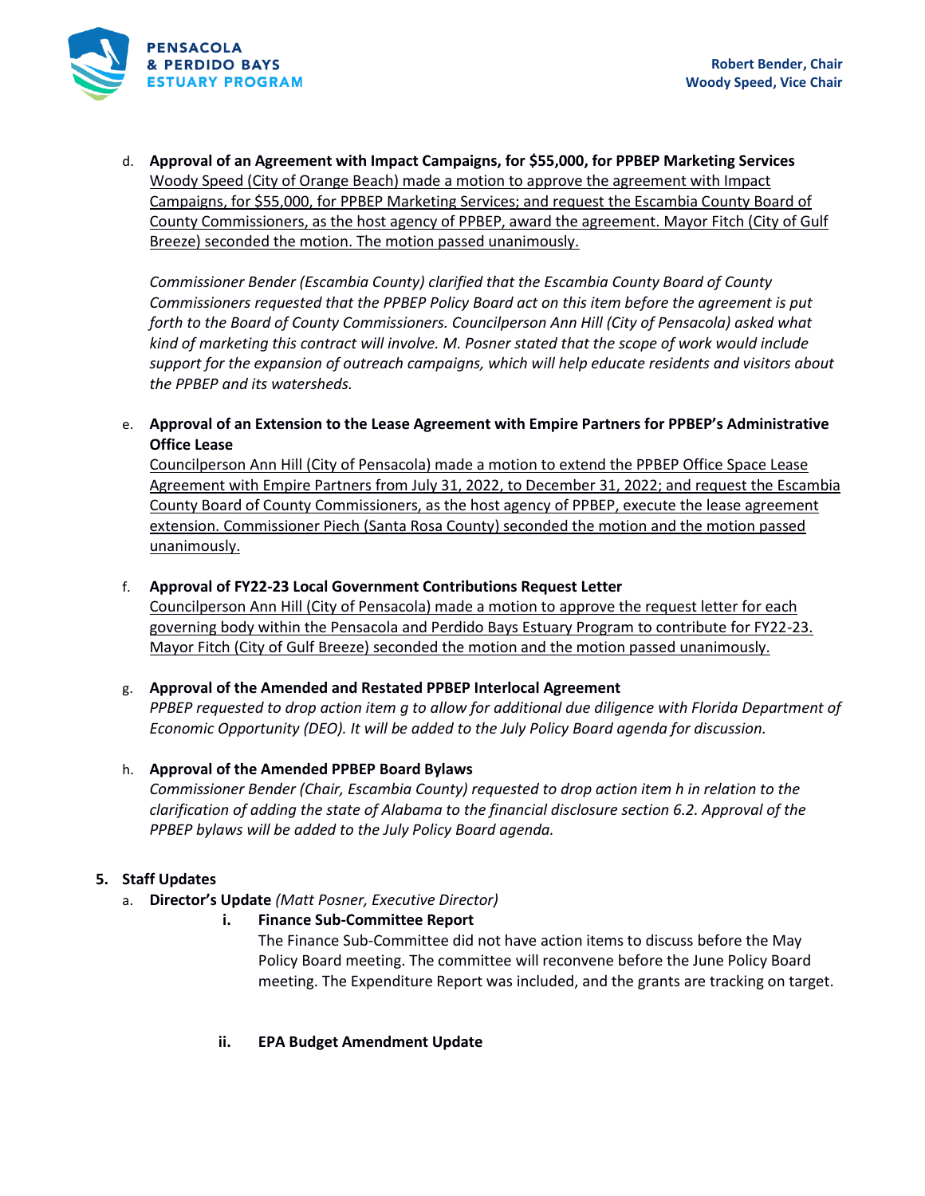d. **Approval of an Agreement with Impact Campaigns, for $55,000, for PPBEP Marketing Services**
Woody Speed (City of Orange Beach) made a motion to approve the agreement with Impact Campaigns, for $55,000, for PPBEP Marketing Services; and request the Escambia County Board of County Commissioners, as the host agency of PPBEP, award the agreement. Mayor Fitch (City of Gulf Breeze) seconded the motion. The motion passed unanimously.

*Commissioner Bender (Escambia County) clarified that the Escambia County Board of County Commissioners requested that the PPBEP Policy Board act on this item before the agreement is put forth to the Board of County Commissioners. Councilperson Ann Hill (City of Pensacola) asked what kind of marketing this contract will involve. M. Posner stated that the scope of work would include support for the expansion of outreach campaigns, which will help educate residents and visitors about the PPBEP and its watersheds.*

e. **Approval of an Extension to the Lease Agreement with Empire Partners for PPBEP's Administrative Office Lease**
Councilperson Ann Hill (City of Pensacola) made a motion to extend the PPBEP Office Space Lease Agreement with Empire Partners from July 31, 2022, to December 31, 2022; and request the Escambia County Board of County Commissioners, as the host agency of PPBEP, execute the lease agreement extension. Commissioner Piech (Santa Rosa County) seconded the motion and the motion passed unanimously.

f. **Approval of FY22-23 Local Government Contributions Request Letter**
Councilperson Ann Hill (City of Pensacola) made a motion to approve the request letter for each governing body within the Pensacola and Perdido Bays Estuary Program to contribute for FY22-23. Mayor Fitch (City of Gulf Breeze) seconded the motion and the motion passed unanimously.

g. **Approval of the Amended and Restated PPBEP Interlocal Agreement**
*PPBEP requested to drop action item g to allow for additional due diligence with Florida Department of Economic Opportunity (DEO). It will be added to the July Policy Board agenda for discussion.*

h. **Approval of the Amended PPBEP Board Bylaws**
*Commissioner Bender (Chair, Escambia County) requested to drop action item h in relation to the clarification of adding the state of Alabama to the financial disclosure section 6.2. Approval of the PPBEP bylaws will be added to the July Policy Board agenda.*

**5. Staff Updates**

a. **Director's Update** *(Matt Posner, Executive Director)*

i. **Finance Sub-Committee Report**
The Finance Sub-Committee did not have action items to discuss before the May Policy Board meeting. The committee will reconvene before the June Policy Board meeting. The Expenditure Report was included, and the grants are tracking on target.

ii. **EPA Budget Amendment Update**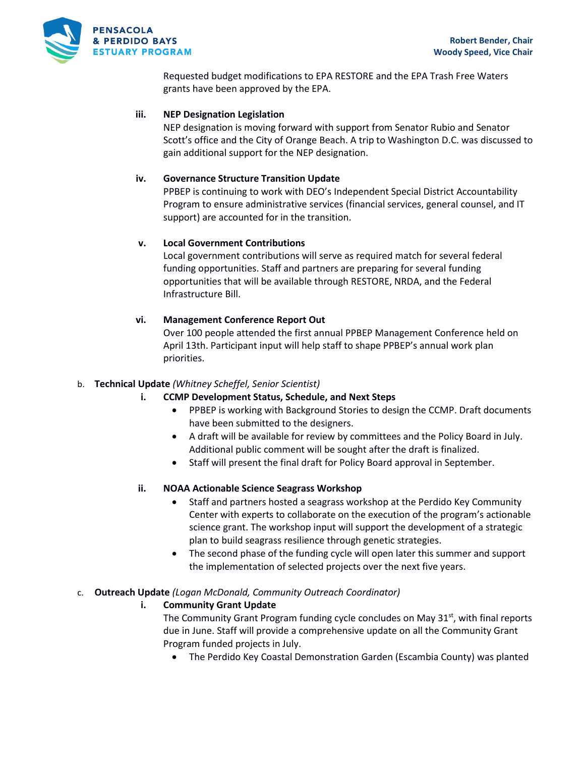Requested budget modifications to EPA RESTORE and the EPA Trash Free Waters grants have been approved by the EPA.

iii. **NEP Designation Legislation**
NEP designation is moving forward with support from Senator Rubio and Senator Scott's office and the City of Orange Beach. A trip to Washington D.C. was discussed to gain additional support for the NEP designation.

iv. **Governance Structure Transition Update**
PPBEP is continuing to work with DEO's Independent Special District Accountability Program to ensure administrative services (financial services, general counsel, and IT support) are accounted for in the transition.

v. **Local Government Contributions**
Local government contributions will serve as required match for several federal funding opportunities. Staff and partners are preparing for several funding opportunities that will be available through RESTORE, NRDA, and the Federal Infrastructure Bill.

vi. **Management Conference Report Out**
Over 100 people attended the first annual PPBEP Management Conference held on April 13th. Participant input will help staff to shape PPBEP's annual work plan priorities.

b. **Technical Update** *(Whitney Scheffel, Senior Scientist)*

i. **CCMP Development Status, Schedule, and Next Steps**
- PPBEP is working with Background Stories to design the CCMP. Draft documents have been submitted to the designers.
- A draft will be available for review by committees and the Policy Board in July. Additional public comment will be sought after the draft is finalized.
- Staff will present the final draft for Policy Board approval in September.

ii. **NOAA Actionable Science Seagrass Workshop**
- Staff and partners hosted a seagrass workshop at the Perdido Key Community Center with experts to collaborate on the execution of the program's actionable science grant. The workshop input will support the development of a strategic plan to build seagrass resilience through genetic strategies.
- The second phase of the funding cycle will open later this summer and support the implementation of selected projects over the next five years.

c. **Outreach Update** *(Logan McDonald, Community Outreach Coordinator)*

i. **Community Grant Update**
The Community Grant Program funding cycle concludes on May 31st, with final reports due in June. Staff will provide a comprehensive update on all the Community Grant Program funded projects in July.
- The Perdido Key Coastal Demonstration Garden (Escambia County) was planted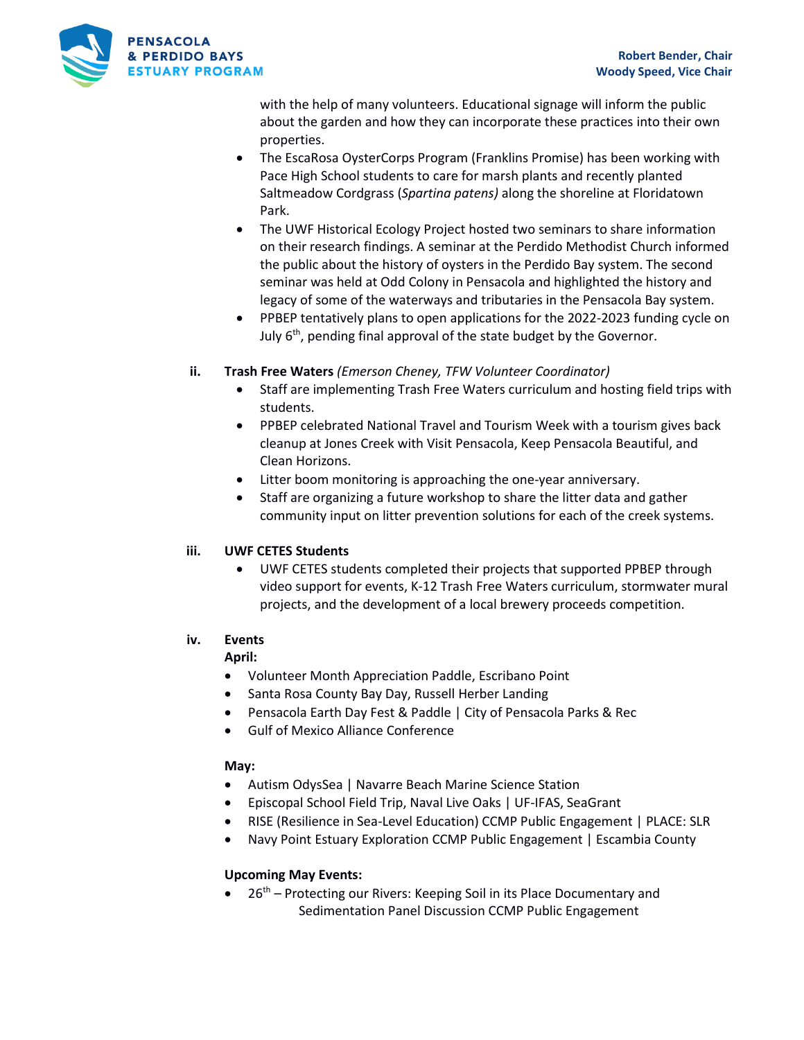with the help of many volunteers. Educational signage will inform the public about the garden and how they can incorporate these practices into their own properties.

- The EscaRosa OysterCorps Program (Franklins Promise) has been working with Pace High School students to care for marsh plants and recently planted Saltmeadow Cordgrass (*Spartina patens)* along the shoreline at Floridatown Park.
- The UWF Historical Ecology Project hosted two seminars to share information on their research findings. A seminar at the Perdido Methodist Church informed the public about the history of oysters in the Perdido Bay system. The second seminar was held at Odd Colony in Pensacola and highlighted the history and legacy of some of the waterways and tributaries in the Pensacola Bay system.
- PPBEP tentatively plans to open applications for the 2022-2023 funding cycle on July 6th, pending final approval of the state budget by the Governor.

**ii. Trash Free Waters** *(Emerson Cheney, TFW Volunteer Coordinator)*

- Staff are implementing Trash Free Waters curriculum and hosting field trips with students.
- PPBEP celebrated National Travel and Tourism Week with a tourism gives back cleanup at Jones Creek with Visit Pensacola, Keep Pensacola Beautiful, and Clean Horizons.
- Litter boom monitoring is approaching the one-year anniversary.
- Staff are organizing a future workshop to share the litter data and gather community input on litter prevention solutions for each of the creek systems.

**iii. UWF CETES Students**

- UWF CETES students completed their projects that supported PPBEP through video support for events, K-12 Trash Free Waters curriculum, stormwater mural projects, and the development of a local brewery proceeds competition.

**iv. Events**

**April:**

- Volunteer Month Appreciation Paddle, Escribano Point
- Santa Rosa County Bay Day, Russell Herber Landing
- Pensacola Earth Day Fest & Paddle | City of Pensacola Parks & Rec
- Gulf of Mexico Alliance Conference

**May:**

- Autism OdysSea | Navarre Beach Marine Science Station
- Episcopal School Field Trip, Naval Live Oaks | UF-IFAS, SeaGrant
- RISE (Resilience in Sea-Level Education) CCMP Public Engagement | PLACE: SLR
- Navy Point Estuary Exploration CCMP Public Engagement | Escambia County

**Upcoming May Events:**

- 26th – Protecting our Rivers: Keeping Soil in its Place Documentary and Sedimentation Panel Discussion CCMP Public Engagement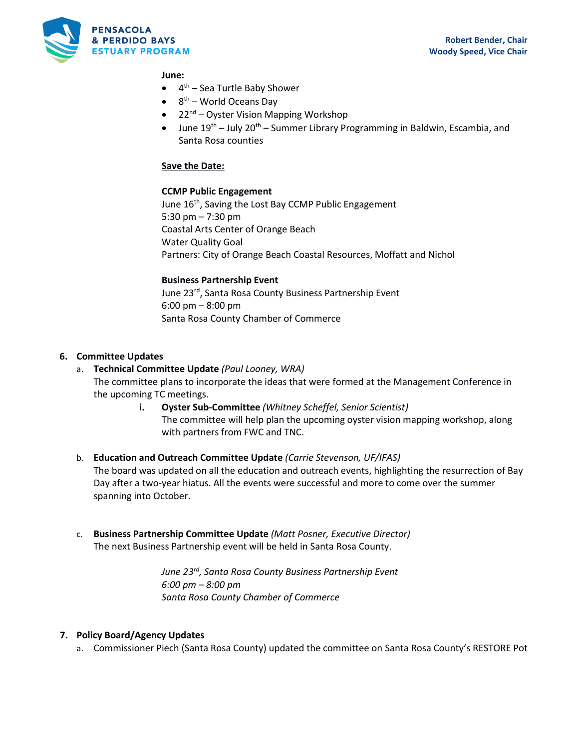**June:**

- 4th – Sea Turtle Baby Shower
- 8th – World Oceans Day
- 22nd – Oyster Vision Mapping Workshop
- June 19th – July 20th – Summer Library Programming in Baldwin, Escambia, and Santa Rosa counties

**Save the Date:**

**CCMP Public Engagement**
June 16th, Saving the Lost Bay CCMP Public Engagement
5:30 pm – 7:30 pm
Coastal Arts Center of Orange Beach
Water Quality Goal
Partners: City of Orange Beach Coastal Resources, Moffatt and Nichol

**Business Partnership Event**
June 23rd, Santa Rosa County Business Partnership Event
6:00 pm – 8:00 pm
Santa Rosa County Chamber of Commerce

**6. Committee Updates**

a. **Technical Committee Update** *(Paul Looney, WRA)*
The committee plans to incorporate the ideas that were formed at the Management Conference in the upcoming TC meetings.

  i. **Oyster Sub-Committee** *(Whitney Scheffel, Senior Scientist)*
  The committee will help plan the upcoming oyster vision mapping workshop, along with partners from FWC and TNC.

b. **Education and Outreach Committee Update** *(Carrie Stevenson, UF/IFAS)*
The board was updated on all the education and outreach events, highlighting the resurrection of Bay Day after a two-year hiatus. All the events were successful and more to come over the summer spanning into October.

c. **Business Partnership Committee Update** *(Matt Posner, Executive Director)*
The next Business Partnership event will be held in Santa Rosa County.

*June 23rd, Santa Rosa County Business Partnership Event*
*6:00 pm – 8:00 pm*
*Santa Rosa County Chamber of Commerce*

**7. Policy Board/Agency Updates**

a. Commissioner Piech (Santa Rosa County) updated the committee on Santa Rosa County's RESTORE Pot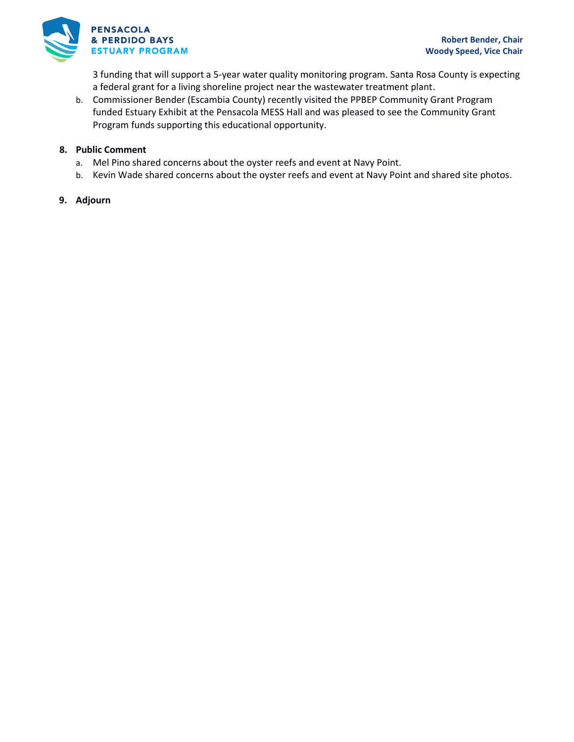3 funding that will support a 5-year water quality monitoring program. Santa Rosa County is expecting a federal grant for a living shoreline project near the wastewater treatment plant.

b. Commissioner Bender (Escambia County) recently visited the PPBEP Community Grant Program funded Estuary Exhibit at the Pensacola MESS Hall and was pleased to see the Community Grant Program funds supporting this educational opportunity.

**8. Public Comment**

a. Mel Pino shared concerns about the oyster reefs and event at Navy Point.

b. Kevin Wade shared concerns about the oyster reefs and event at Navy Point and shared site photos.

**9. Adjourn**